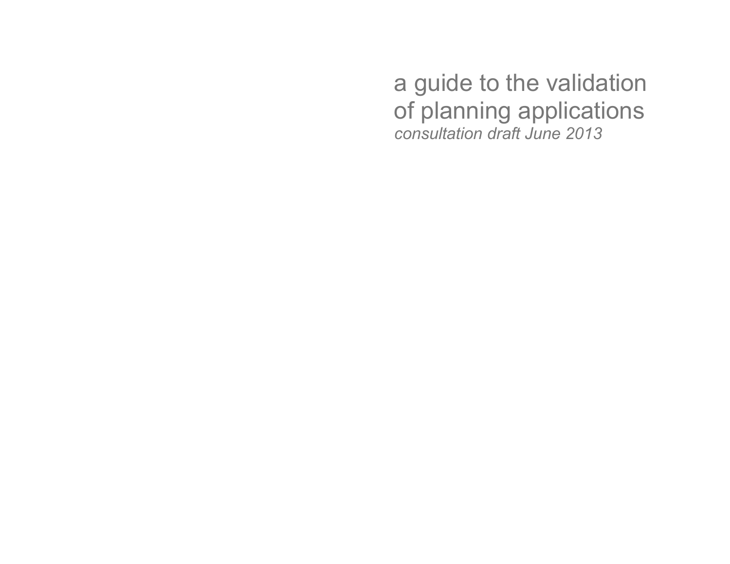# a guide to the validation of planning applications

*consultation draft June 2013*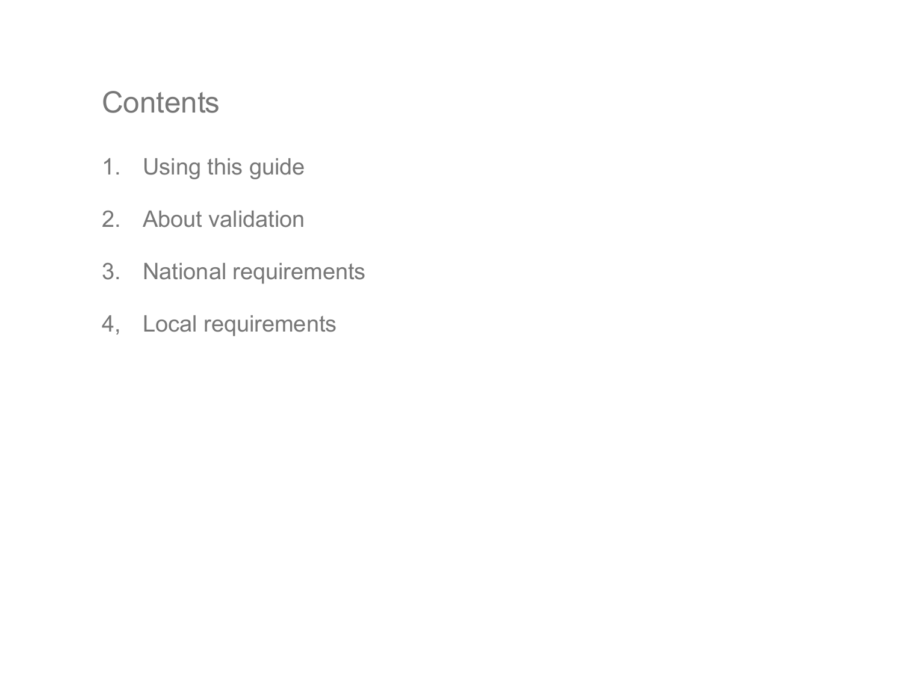# Contents

1. Using this guide

2. About validation

3. National requirements

4, Local requirements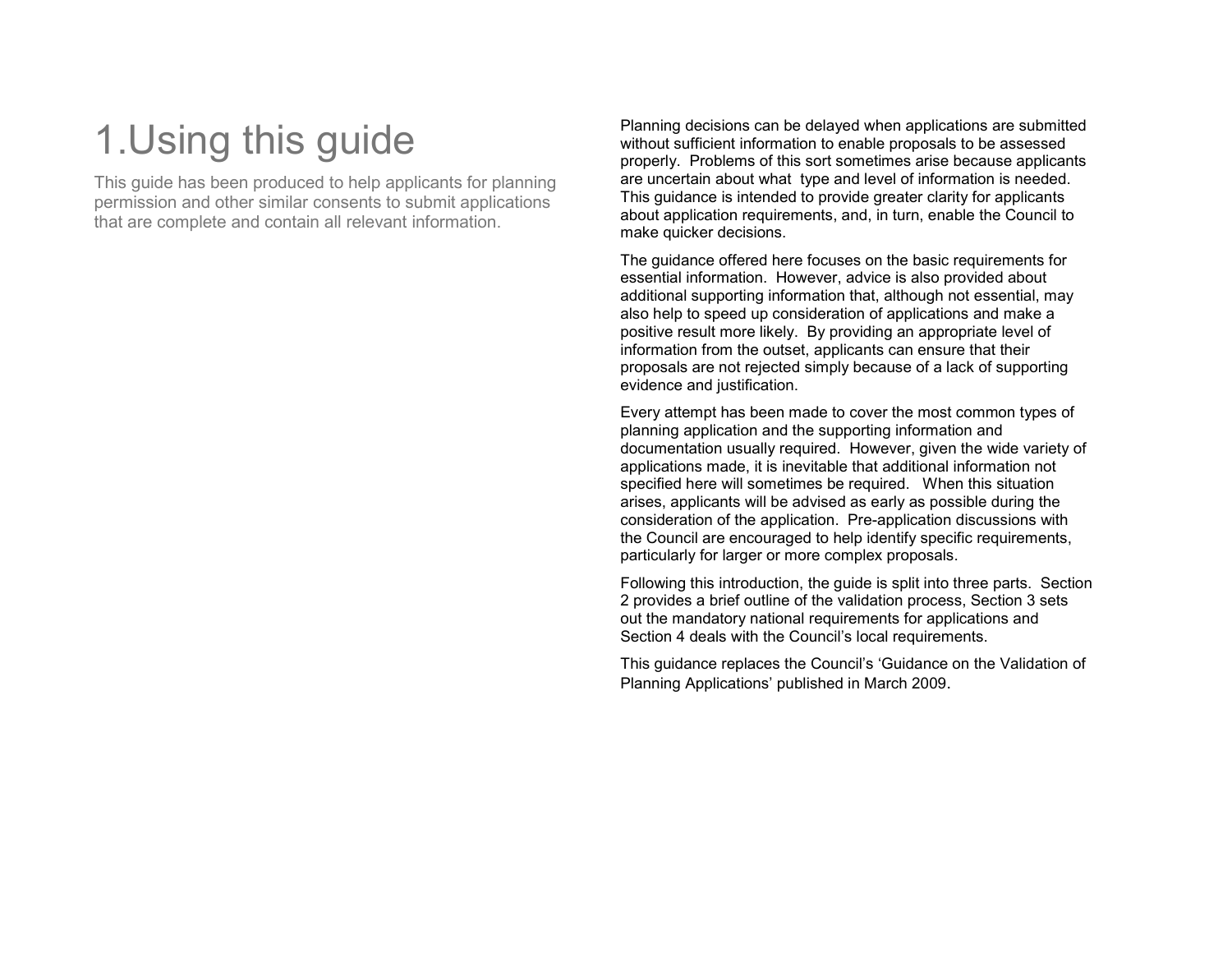# 1. Using this guide

This guide has been produced to help applicants for planning permission and other similar consents to submit applications that are complete and contain all relevant information.

Planning decisions can be delayed when applications are submitted without sufficient information to enable proposals to be assessed properly. Problems of this sort sometimes arise because applicants are uncertain about what type and level of information is needed. This guidance is intended to provide greater clarity for applicants about application requirements, and, in turn, enable the Council to make quicker decisions.

The guidance offered here focuses on the basic requirements for essential information. However, advice is also provided about additional supporting information that, although not essential, may also help to speed up consideration of applications and make a positive result more likely. By providing an appropriate level of information from the outset, applicants can ensure that their proposals are not rejected simply because of a lack of supporting evidence and justification.

Every attempt has been made to cover the most common types of planning application and the supporting information and documentation usually required. However, given the wide variety of applications made, it is inevitable that additional information not specified here will sometimes be required. When this situation arises, applicants will be advised as early as possible during the consideration of the application. Pre-application discussions with the Council are encouraged to help identify specific requirements, particularly for larger or more complex proposals.

Following this introduction, the guide is split into three parts. Section 2 provides a brief outline of the validation process, Section 3 sets out the mandatory national requirements for applications and Section 4 deals with the Council's local requirements.

This guidance replaces the Council's 'Guidance on the Validation of Planning Applications' published in March 2009.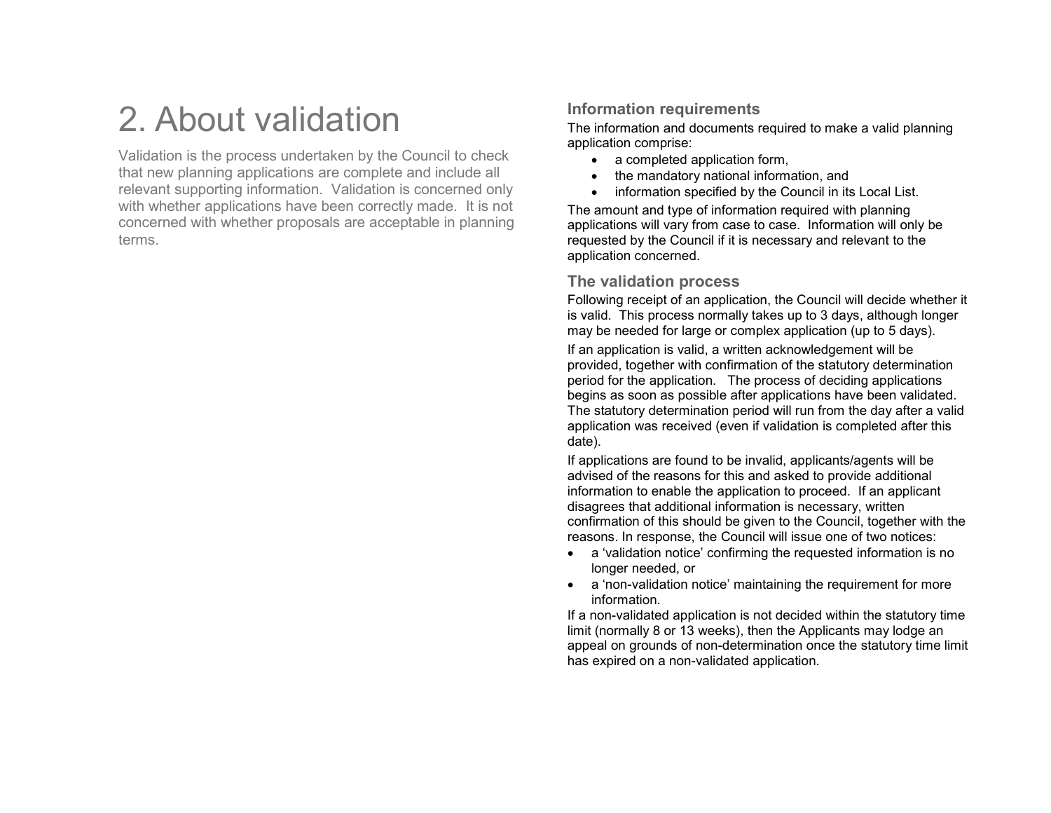# 2. About validation

Validation is the process undertaken by the Council to check that new planning applications are complete and include all relevant supporting information. Validation is concerned only with whether applications have been correctly made. It is not concerned with whether proposals are acceptable in planning terms.

### Information requirements

The information and documents required to make a valid planning application comprise:

- a completed application form,
- the mandatory national information, and
- information specified by the Council in its Local List.

The amount and type of information required with planning applications will vary from case to case. Information will only be requested by the Council if it is necessary and relevant to the application concerned.

### The validation process

Following receipt of an application, the Council will decide whether it is valid. This process normally takes up to 3 days, although longer may be needed for large or complex application (up to 5 days).

If an application is valid, a written acknowledgement will be provided, together with confirmation of the statutory determination period for the application. The process of deciding applications begins as soon as possible after applications have been validated. The statutory determination period will run from the day after a valid application was received (even if validation is completed after this date).

If applications are found to be invalid, applicants/agents will be advised of the reasons for this and asked to provide additional information to enable the application to proceed. If an applicant disagrees that additional information is necessary, written confirmation of this should be given to the Council, together with the reasons. In response, the Council will issue one of two notices:

- a 'validation notice' confirming the requested information is no longer needed, or
- a 'non-validation notice' maintaining the requirement for more information.

If a non-validated application is not decided within the statutory time limit (normally 8 or 13 weeks), then the Applicants may lodge an appeal on grounds of non-determination once the statutory time limit has expired on a non-validated application.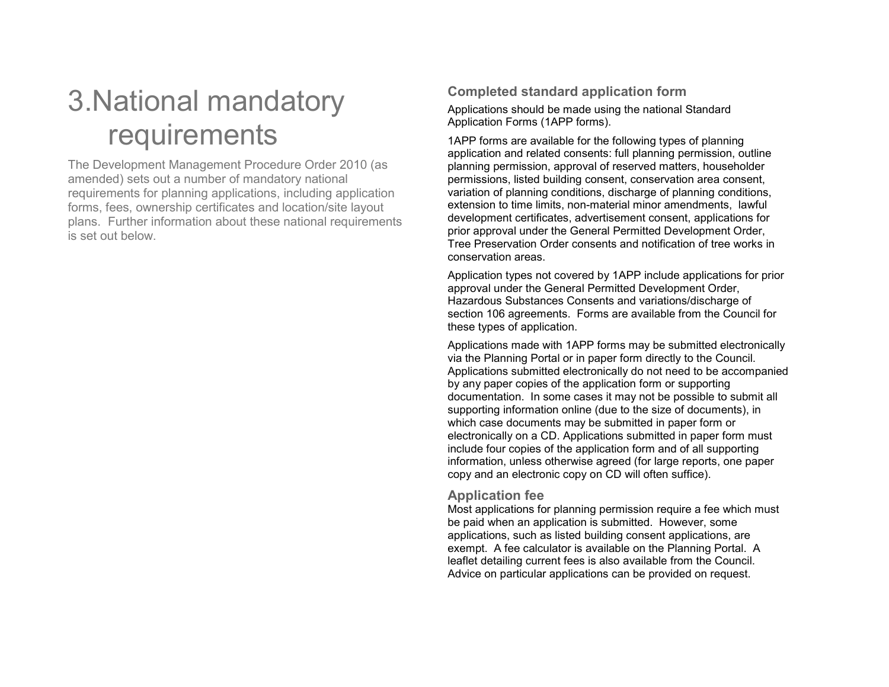# 3. National mandatory requirements

The Development Management Procedure Order 2010 (as amended) sets out a number of mandatory national requirements for planning applications, including application forms, fees, ownership certificates and location/site layout plans. Further information about these national requirements is set out below.

## Completed standard application form

Applications should be made using the national Standard Application Forms (1APP forms).

1APP forms are available for the following types of planning application and related consents: full planning permission, outline planning permission, approval of reserved matters, householder permissions, listed building consent, conservation area consent, variation of planning conditions, discharge of planning conditions, extension to time limits, non-material minor amendments, lawful development certificates, advertisement consent, applications for prior approval under the General Permitted Development Order, Tree Preservation Order consents and notification of tree works in conservation areas.

Application types not covered by 1APP include applications for prior approval under the General Permitted Development Order, Hazardous Substances Consents and variations/discharge of section 106 agreements. Forms are available from the Council for these types of application.

Applications made with 1APP forms may be submitted electronically via the Planning Portal or in paper form directly to the Council. Applications submitted electronically do not need to be accompanied by any paper copies of the application form or supporting documentation. In some cases it may not be possible to submit all supporting information online (due to the size of documents), in which case documents may be submitted in paper form or electronically on a CD. Applications submitted in paper form must include four copies of the application form and of all supporting information, unless otherwise agreed (for large reports, one paper copy and an electronic copy on CD will often suffice).

## Application fee

Most applications for planning permission require a fee which must be paid when an application is submitted. However, some applications, such as listed building consent applications, are exempt. A fee calculator is available on the Planning Portal. A leaflet detailing current fees is also available from the Council. Advice on particular applications can be provided on request.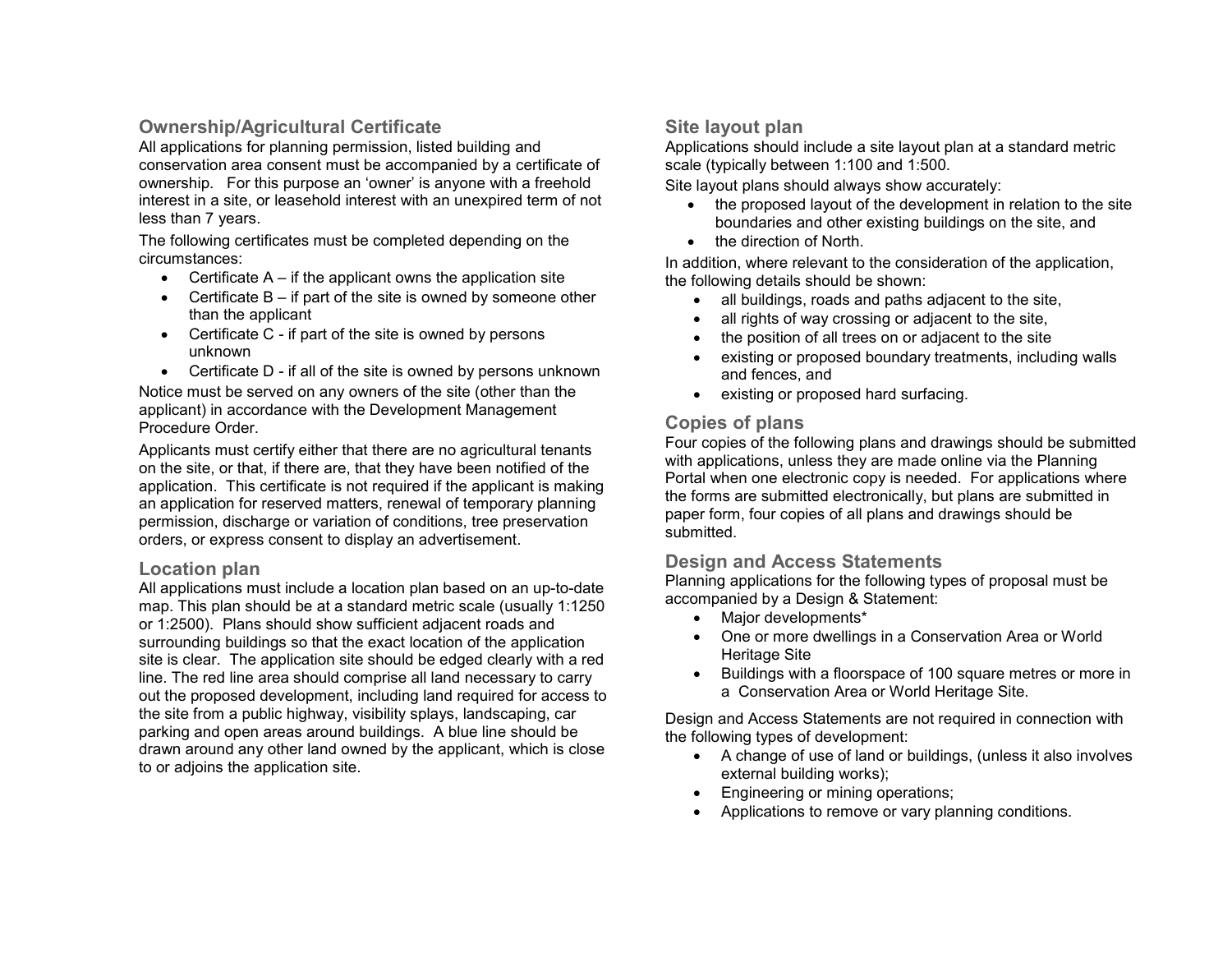## Ownership/Agricultural Certificate

All applications for planning permission, listed building and conservation area consent must be accompanied by a certificate of ownership. For this purpose an 'owner' is anyone with a freehold interest in a site, or leasehold interest with an unexpired term of not less than 7 years.

The following certificates must be completed depending on the circumstances:

- Certificate A – if the applicant owns the application site
- Certificate B – if part of the site is owned by someone other than the applicant
- Certificate C - if part of the site is owned by persons unknown
- Certificate D - if all of the site is owned by persons unknown

Notice must be served on any owners of the site (other than the applicant) in accordance with the Development Management Procedure Order.

Applicants must certify either that there are no agricultural tenants on the site, or that, if there are, that they have been notified of the application. This certificate is not required if the applicant is making an application for reserved matters, renewal of temporary planning permission, discharge or variation of conditions, tree preservation orders, or express consent to display an advertisement.

## Location plan

All applications must include a location plan based on an up-to-date map. This plan should be at a standard metric scale (usually 1:1250 or 1:2500). Plans should show sufficient adjacent roads and surrounding buildings so that the exact location of the application site is clear. The application site should be edged clearly with a red line. The red line area should comprise all land necessary to carry out the proposed development, including land required for access to the site from a public highway, visibility splays, landscaping, car parking and open areas around buildings. A blue line should be drawn around any other land owned by the applicant, which is close to or adjoins the application site.

## Site layout plan

Applications should include a site layout plan at a standard metric scale (typically between 1:100 and 1:500.

Site layout plans should always show accurately:

- the proposed layout of the development in relation to the site boundaries and other existing buildings on the site, and
- the direction of North.

In addition, where relevant to the consideration of the application, the following details should be shown:

- all buildings, roads and paths adjacent to the site,
- all rights of way crossing or adjacent to the site,
- the position of all trees on or adjacent to the site
- existing or proposed boundary treatments, including walls and fences, and
- existing or proposed hard surfacing.

## Copies of plans

Four copies of the following plans and drawings should be submitted with applications, unless they are made online via the Planning Portal when one electronic copy is needed. For applications where the forms are submitted electronically, but plans are submitted in paper form, four copies of all plans and drawings should be submitted.

## Design and Access Statements

Planning applications for the following types of proposal must be accompanied by a Design & Statement:

- Major developments*
- One or more dwellings in a Conservation Area or World Heritage Site
- Buildings with a floorspace of 100 square metres or more in a Conservation Area or World Heritage Site.

Design and Access Statements are not required in connection with the following types of development:

- A change of use of land or buildings, (unless it also involves external building works);
- Engineering or mining operations;
- Applications to remove or vary planning conditions.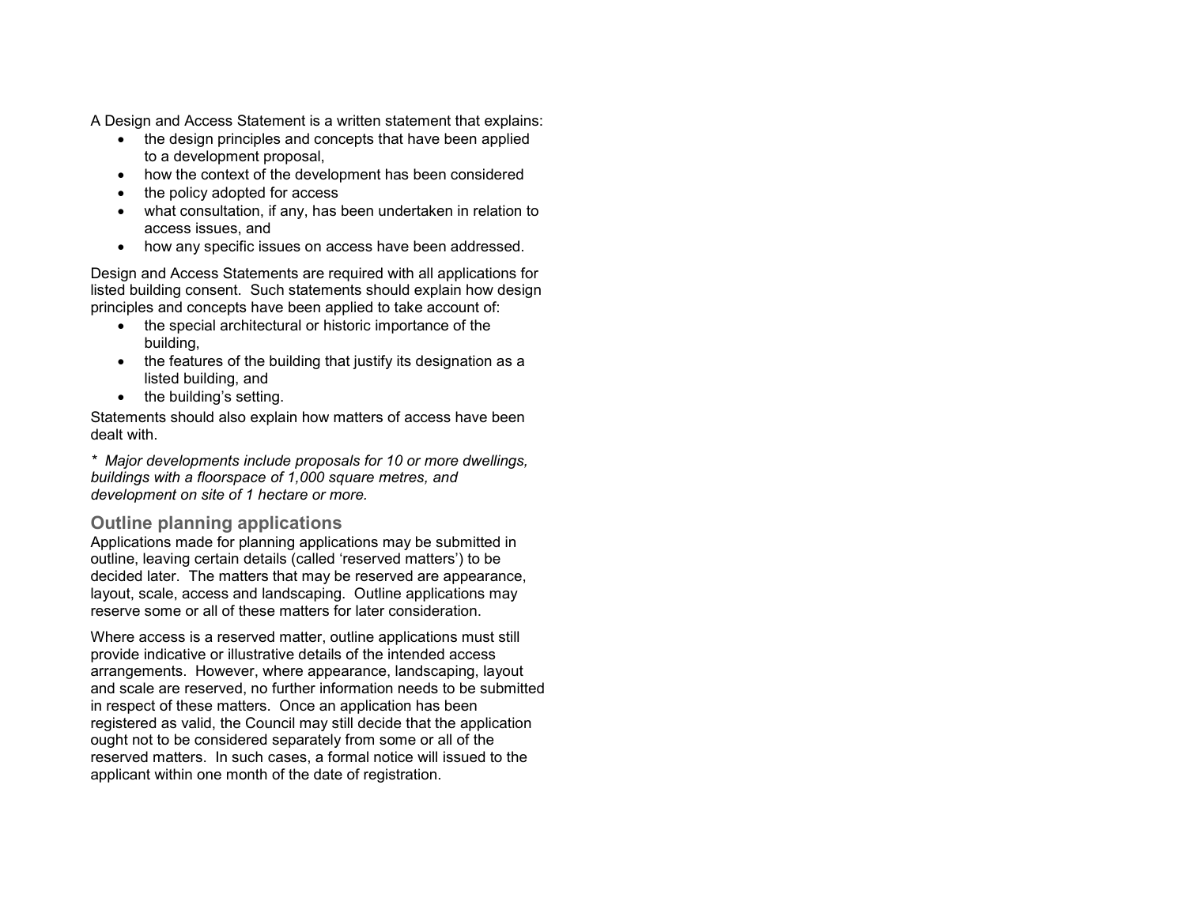A Design and Access Statement is a written statement that explains:

- the design principles and concepts that have been applied to a development proposal,
- how the context of the development has been considered
- the policy adopted for access
- what consultation, if any, has been undertaken in relation to access issues, and
- how any specific issues on access have been addressed.

Design and Access Statements are required with all applications for listed building consent. Such statements should explain how design principles and concepts have been applied to take account of:

- the special architectural or historic importance of the building,
- the features of the building that justify its designation as a listed building, and
- the building's setting.

Statements should also explain how matters of access have been dealt with.

*\* Major developments include proposals for 10 or more dwellings, buildings with a floorspace of 1,000 square metres, and development on site of 1 hectare or more.*

## Outline planning applications

Applications made for planning applications may be submitted in outline, leaving certain details (called 'reserved matters') to be decided later. The matters that may be reserved are appearance, layout, scale, access and landscaping. Outline applications may reserve some or all of these matters for later consideration.

Where access is a reserved matter, outline applications must still provide indicative or illustrative details of the intended access arrangements. However, where appearance, landscaping, layout and scale are reserved, no further information needs to be submitted in respect of these matters. Once an application has been registered as valid, the Council may still decide that the application ought not to be considered separately from some or all of the reserved matters. In such cases, a formal notice will issued to the applicant within one month of the date of registration.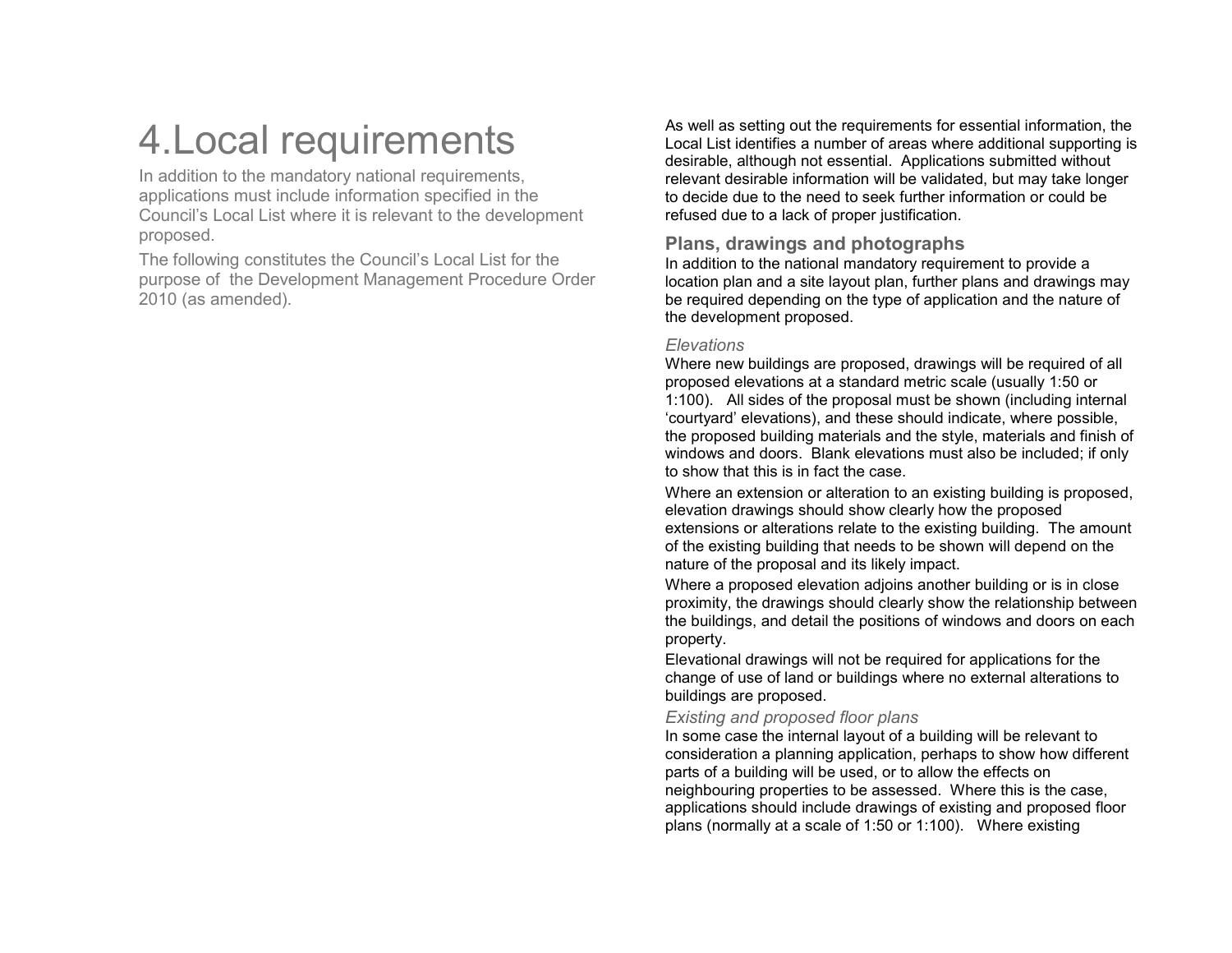# 4.Local requirements

In addition to the mandatory national requirements, applications must include information specified in the Council's Local List where it is relevant to the development proposed.

The following constitutes the Council's Local List for the purpose of the Development Management Procedure Order 2010 (as amended).

As well as setting out the requirements for essential information, the Local List identifies a number of areas where additional supporting is desirable, although not essential. Applications submitted without relevant desirable information will be validated, but may take longer to decide due to the need to seek further information or could be refused due to a lack of proper justification.

## Plans, drawings and photographs

In addition to the national mandatory requirement to provide a location plan and a site layout plan, further plans and drawings may be required depending on the type of application and the nature of the development proposed.

### *Elevations*

Where new buildings are proposed, drawings will be required of all proposed elevations at a standard metric scale (usually 1:50 or 1:100). All sides of the proposal must be shown (including internal 'courtyard' elevations), and these should indicate, where possible, the proposed building materials and the style, materials and finish of windows and doors. Blank elevations must also be included; if only to show that this is in fact the case.

Where an extension or alteration to an existing building is proposed, elevation drawings should show clearly how the proposed extensions or alterations relate to the existing building. The amount of the existing building that needs to be shown will depend on the nature of the proposal and its likely impact.

Where a proposed elevation adjoins another building or is in close proximity, the drawings should clearly show the relationship between the buildings, and detail the positions of windows and doors on each property.

Elevational drawings will not be required for applications for the change of use of land or buildings where no external alterations to buildings are proposed.

### *Existing and proposed floor plans*

In some case the internal layout of a building will be relevant to consideration a planning application, perhaps to show how different parts of a building will be used, or to allow the effects on neighbouring properties to be assessed. Where this is the case, applications should include drawings of existing and proposed floor plans (normally at a scale of 1:50 or 1:100). Where existing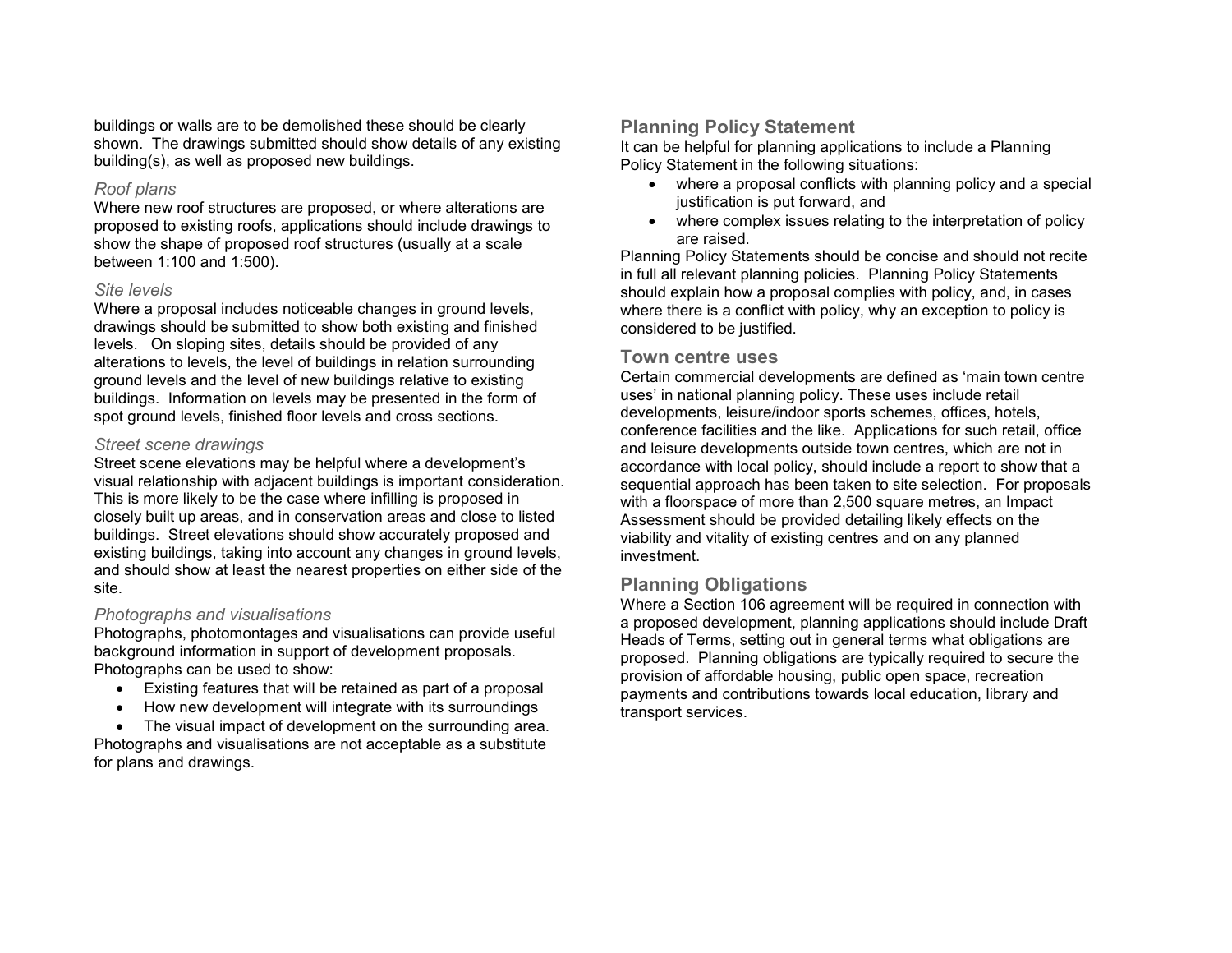buildings or walls are to be demolished these should be clearly shown. The drawings submitted should show details of any existing building(s), as well as proposed new buildings.

### *Roof plans*

Where new roof structures are proposed, or where alterations are proposed to existing roofs, applications should include drawings to show the shape of proposed roof structures (usually at a scale between 1:100 and 1:500).

### *Site levels*

Where a proposal includes noticeable changes in ground levels, drawings should be submitted to show both existing and finished levels. On sloping sites, details should be provided of any alterations to levels, the level of buildings in relation surrounding ground levels and the level of new buildings relative to existing buildings. Information on levels may be presented in the form of spot ground levels, finished floor levels and cross sections.

### *Street scene drawings*

Street scene elevations may be helpful where a development's visual relationship with adjacent buildings is important consideration. This is more likely to be the case where infilling is proposed in closely built up areas, and in conservation areas and close to listed buildings. Street elevations should show accurately proposed and existing buildings, taking into account any changes in ground levels, and should show at least the nearest properties on either side of the site.

### *Photographs and visualisations*

Photographs, photomontages and visualisations can provide useful background information in support of development proposals. Photographs can be used to show:

- Existing features that will be retained as part of a proposal
- How new development will integrate with its surroundings
- The visual impact of development on the surrounding area.

Photographs and visualisations are not acceptable as a substitute for plans and drawings.

## Planning Policy Statement

It can be helpful for planning applications to include a Planning Policy Statement in the following situations:

- where a proposal conflicts with planning policy and a special justification is put forward, and
- where complex issues relating to the interpretation of policy are raised.

Planning Policy Statements should be concise and should not recite in full all relevant planning policies. Planning Policy Statements should explain how a proposal complies with policy, and, in cases where there is a conflict with policy, why an exception to policy is considered to be justified.

## Town centre uses

Certain commercial developments are defined as 'main town centre uses' in national planning policy. These uses include retail developments, leisure/indoor sports schemes, offices, hotels, conference facilities and the like. Applications for such retail, office and leisure developments outside town centres, which are not in accordance with local policy, should include a report to show that a sequential approach has been taken to site selection. For proposals with a floorspace of more than 2,500 square metres, an Impact Assessment should be provided detailing likely effects on the viability and vitality of existing centres and on any planned investment.

## Planning Obligations

Where a Section 106 agreement will be required in connection with a proposed development, planning applications should include Draft Heads of Terms, setting out in general terms what obligations are proposed. Planning obligations are typically required to secure the provision of affordable housing, public open space, recreation payments and contributions towards local education, library and transport services.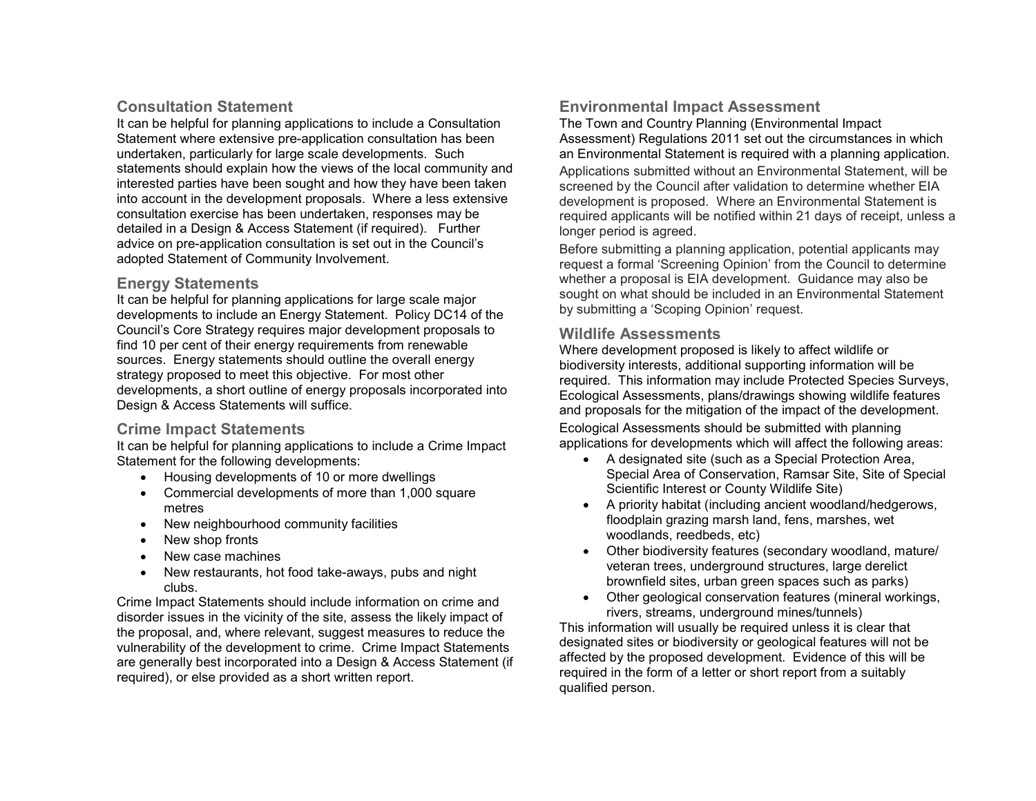## Consultation Statement

It can be helpful for planning applications to include a Consultation Statement where extensive pre-application consultation has been undertaken, particularly for large scale developments. Such statements should explain how the views of the local community and interested parties have been sought and how they have been taken into account in the development proposals. Where a less extensive consultation exercise has been undertaken, responses may be detailed in a Design & Access Statement (if required). Further advice on pre-application consultation is set out in the Council's adopted Statement of Community Involvement.

## Energy Statements

It can be helpful for planning applications for large scale major developments to include an Energy Statement. Policy DC14 of the Council's Core Strategy requires major development proposals to find 10 per cent of their energy requirements from renewable sources. Energy statements should outline the overall energy strategy proposed to meet this objective. For most other developments, a short outline of energy proposals incorporated into Design & Access Statements will suffice.

## Crime Impact Statements

It can be helpful for planning applications to include a Crime Impact Statement for the following developments:

- Housing developments of 10 or more dwellings
- Commercial developments of more than 1,000 square metres
- New neighbourhood community facilities
- New shop fronts
- New case machines
- New restaurants, hot food take-aways, pubs and night clubs.

Crime Impact Statements should include information on crime and disorder issues in the vicinity of the site, assess the likely impact of the proposal, and, where relevant, suggest measures to reduce the vulnerability of the development to crime. Crime Impact Statements are generally best incorporated into a Design & Access Statement (if required), or else provided as a short written report.

## Environmental Impact Assessment

The Town and Country Planning (Environmental Impact Assessment) Regulations 2011 set out the circumstances in which an Environmental Statement is required with a planning application.

Applications submitted without an Environmental Statement, will be screened by the Council after validation to determine whether EIA development is proposed. Where an Environmental Statement is required applicants will be notified within 21 days of receipt, unless a longer period is agreed.

Before submitting a planning application, potential applicants may request a formal 'Screening Opinion' from the Council to determine whether a proposal is EIA development. Guidance may also be sought on what should be included in an Environmental Statement by submitting a 'Scoping Opinion' request.

## Wildlife Assessments

Where development proposed is likely to affect wildlife or biodiversity interests, additional supporting information will be required. This information may include Protected Species Surveys, Ecological Assessments, plans/drawings showing wildlife features and proposals for the mitigation of the impact of the development.

Ecological Assessments should be submitted with planning applications for developments which will affect the following areas:

- A designated site (such as a Special Protection Area, Special Area of Conservation, Ramsar Site, Site of Special Scientific Interest or County Wildlife Site)
- A priority habitat (including ancient woodland/hedgerows, floodplain grazing marsh land, fens, marshes, wet woodlands, reedbeds, etc)
- Other biodiversity features (secondary woodland, mature/ veteran trees, underground structures, large derelict brownfield sites, urban green spaces such as parks)
- Other geological conservation features (mineral workings, rivers, streams, underground mines/tunnels)

This information will usually be required unless it is clear that designated sites or biodiversity or geological features will not be affected by the proposed development. Evidence of this will be required in the form of a letter or short report from a suitably qualified person.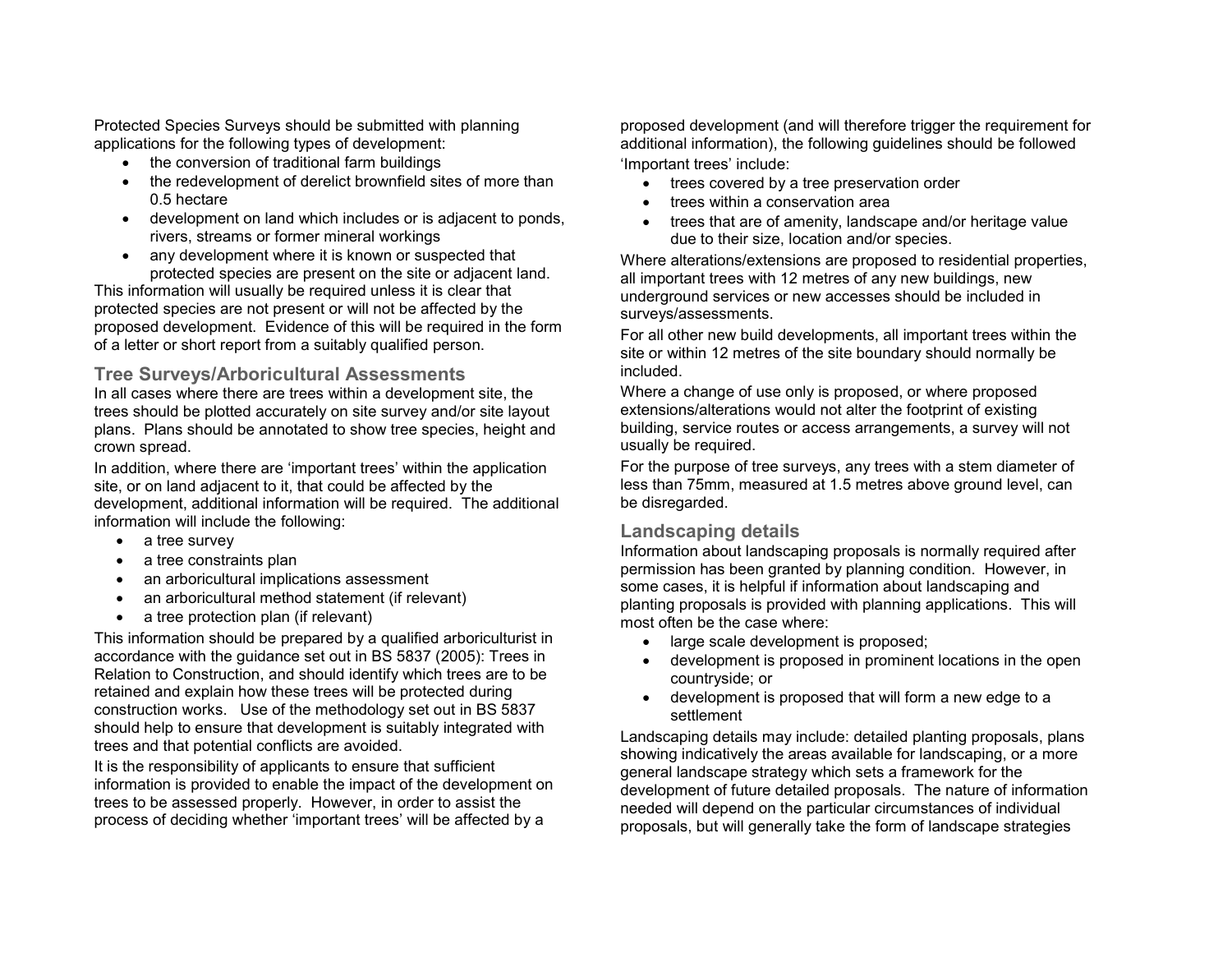Protected Species Surveys should be submitted with planning applications for the following types of development:

- the conversion of traditional farm buildings
- the redevelopment of derelict brownfield sites of more than 0.5 hectare
- development on land which includes or is adjacent to ponds, rivers, streams or former mineral workings
- any development where it is known or suspected that protected species are present on the site or adjacent land.

This information will usually be required unless it is clear that protected species are not present or will not be affected by the proposed development. Evidence of this will be required in the form of a letter or short report from a suitably qualified person.

## Tree Surveys/Arboricultural Assessments

In all cases where there are trees within a development site, the trees should be plotted accurately on site survey and/or site layout plans. Plans should be annotated to show tree species, height and crown spread.

In addition, where there are 'important trees' within the application site, or on land adjacent to it, that could be affected by the development, additional information will be required. The additional information will include the following:

- a tree survey
- a tree constraints plan
- an arboricultural implications assessment
- an arboricultural method statement (if relevant)
- a tree protection plan (if relevant)

This information should be prepared by a qualified arboriculturist in accordance with the guidance set out in BS 5837 (2005): Trees in Relation to Construction, and should identify which trees are to be retained and explain how these trees will be protected during construction works. Use of the methodology set out in BS 5837 should help to ensure that development is suitably integrated with trees and that potential conflicts are avoided.

It is the responsibility of applicants to ensure that sufficient information is provided to enable the impact of the development on trees to be assessed properly. However, in order to assist the process of deciding whether 'important trees' will be affected by a proposed development (and will therefore trigger the requirement for additional information), the following guidelines should be followed

'Important trees' include:

- trees covered by a tree preservation order
- trees within a conservation area
- trees that are of amenity, landscape and/or heritage value due to their size, location and/or species.

Where alterations/extensions are proposed to residential properties, all important trees with 12 metres of any new buildings, new underground services or new accesses should be included in surveys/assessments.

For all other new build developments, all important trees within the site or within 12 metres of the site boundary should normally be included.

Where a change of use only is proposed, or where proposed extensions/alterations would not alter the footprint of existing building, service routes or access arrangements, a survey will not usually be required.

For the purpose of tree surveys, any trees with a stem diameter of less than 75mm, measured at 1.5 metres above ground level, can be disregarded.

## Landscaping details

Information about landscaping proposals is normally required after permission has been granted by planning condition. However, in some cases, it is helpful if information about landscaping and planting proposals is provided with planning applications. This will most often be the case where:

- large scale development is proposed;
- development is proposed in prominent locations in the open countryside; or
- development is proposed that will form a new edge to a settlement

Landscaping details may include: detailed planting proposals, plans showing indicatively the areas available for landscaping, or a more general landscape strategy which sets a framework for the development of future detailed proposals. The nature of information needed will depend on the particular circumstances of individual proposals, but will generally take the form of landscape strategies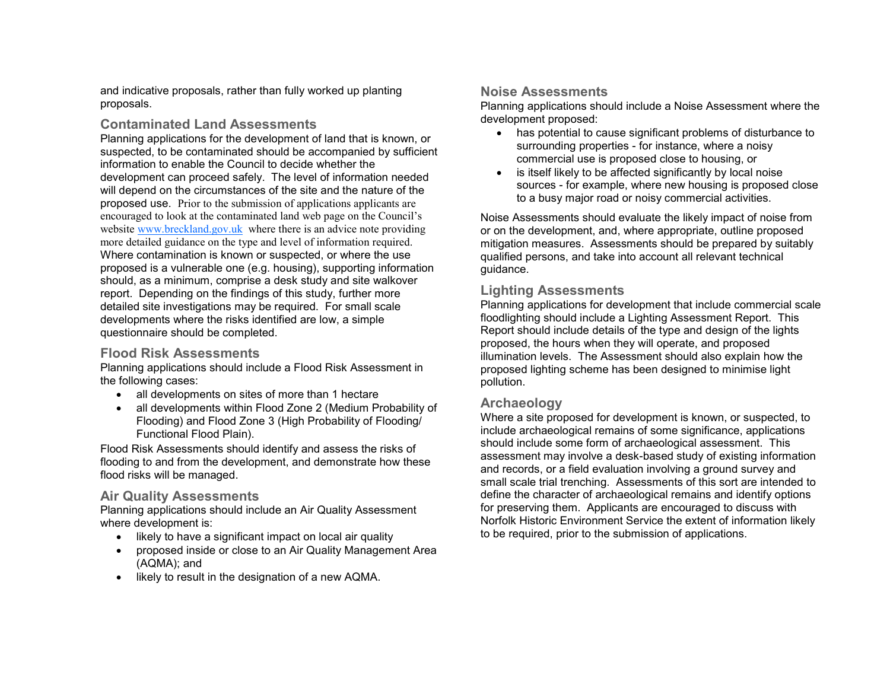and indicative proposals, rather than fully worked up planting proposals.

## Contaminated Land Assessments

Planning applications for the development of land that is known, or suspected, to be contaminated should be accompanied by sufficient information to enable the Council to decide whether the development can proceed safely. The level of information needed will depend on the circumstances of the site and the nature of the proposed use. Prior to the submission of applications applicants are encouraged to look at the contaminated land web page on the Council's website [www.breckland.gov.uk](http://www.breckland.gov.uk) where there is an advice note providing more detailed guidance on the type and level of information required. Where contamination is known or suspected, or where the use proposed is a vulnerable one (e.g. housing), supporting information should, as a minimum, comprise a desk study and site walkover report. Depending on the findings of this study, further more detailed site investigations may be required. For small scale developments where the risks identified are low, a simple questionnaire should be completed.

## Flood Risk Assessments

Planning applications should include a Flood Risk Assessment in the following cases:

- all developments on sites of more than 1 hectare
- all developments within Flood Zone 2 (Medium Probability of Flooding) and Flood Zone 3 (High Probability of Flooding/ Functional Flood Plain).

Flood Risk Assessments should identify and assess the risks of flooding to and from the development, and demonstrate how these flood risks will be managed.

## Air Quality Assessments

Planning applications should include an Air Quality Assessment where development is:

- likely to have a significant impact on local air quality
- proposed inside or close to an Air Quality Management Area (AQMA); and
- likely to result in the designation of a new AQMA.

## Noise Assessments

Planning applications should include a Noise Assessment where the development proposed:

- has potential to cause significant problems of disturbance to surrounding properties - for instance, where a noisy commercial use is proposed close to housing, or
- is itself likely to be affected significantly by local noise sources - for example, where new housing is proposed close to a busy major road or noisy commercial activities.

Noise Assessments should evaluate the likely impact of noise from or on the development, and, where appropriate, outline proposed mitigation measures. Assessments should be prepared by suitably qualified persons, and take into account all relevant technical guidance.

## Lighting Assessments

Planning applications for development that include commercial scale floodlighting should include a Lighting Assessment Report. This Report should include details of the type and design of the lights proposed, the hours when they will operate, and proposed illumination levels. The Assessment should also explain how the proposed lighting scheme has been designed to minimise light pollution.

## Archaeology

Where a site proposed for development is known, or suspected, to include archaeological remains of some significance, applications should include some form of archaeological assessment. This assessment may involve a desk-based study of existing information and records, or a field evaluation involving a ground survey and small scale trial trenching. Assessments of this sort are intended to define the character of archaeological remains and identify options for preserving them. Applicants are encouraged to discuss with Norfolk Historic Environment Service the extent of information likely to be required, prior to the submission of applications.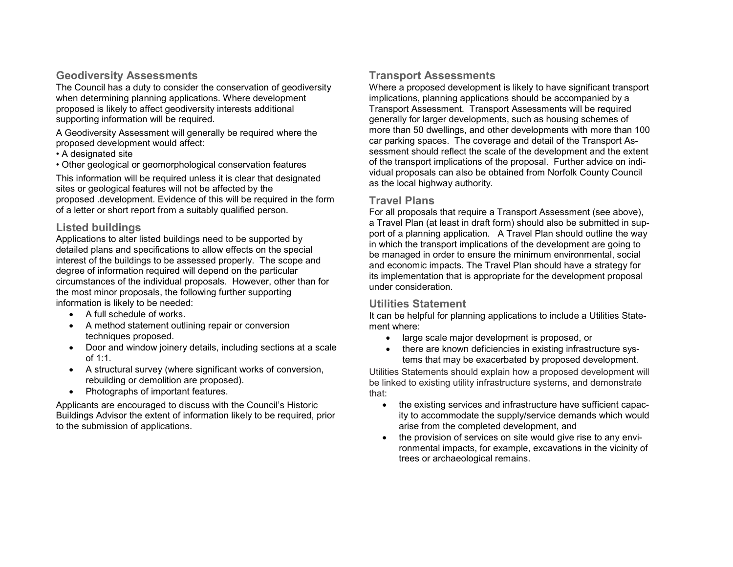## Geodiversity Assessments

The Council has a duty to consider the conservation of geodiversity when determining planning applications. Where development proposed is likely to affect geodiversity interests additional supporting information will be required.

A Geodiversity Assessment will generally be required where the proposed development would affect:

- A designated site
- Other geological or geomorphological conservation features

This information will be required unless it is clear that designated sites or geological features will not be affected by the proposed .development. Evidence of this will be required in the form of a letter or short report from a suitably qualified person.

## Listed buildings

Applications to alter listed buildings need to be supported by detailed plans and specifications to allow effects on the special interest of the buildings to be assessed properly. The scope and degree of information required will depend on the particular circumstances of the individual proposals. However, other than for the most minor proposals, the following further supporting information is likely to be needed:

- A full schedule of works.
- A method statement outlining repair or conversion techniques proposed.
- Door and window joinery details, including sections at a scale of 1:1.
- A structural survey (where significant works of conversion, rebuilding or demolition are proposed).
- Photographs of important features.

Applicants are encouraged to discuss with the Council's Historic Buildings Advisor the extent of information likely to be required, prior to the submission of applications.

## Transport Assessments

Where a proposed development is likely to have significant transport implications, planning applications should be accompanied by a Transport Assessment. Transport Assessments will be required generally for larger developments, such as housing schemes of more than 50 dwellings, and other developments with more than 100 car parking spaces. The coverage and detail of the Transport Assessment should reflect the scale of the development and the extent of the transport implications of the proposal. Further advice on individual proposals can also be obtained from Norfolk County Council as the local highway authority.

## Travel Plans

For all proposals that require a Transport Assessment (see above), a Travel Plan (at least in draft form) should also be submitted in support of a planning application. A Travel Plan should outline the way in which the transport implications of the development are going to be managed in order to ensure the minimum environmental, social and economic impacts. The Travel Plan should have a strategy for its implementation that is appropriate for the development proposal under consideration.

## Utilities Statement

It can be helpful for planning applications to include a Utilities Statement where:

- large scale major development is proposed, or
- there are known deficiencies in existing infrastructure systems that may be exacerbated by proposed development.

Utilities Statements should explain how a proposed development will be linked to existing utility infrastructure systems, and demonstrate that:

- the existing services and infrastructure have sufficient capacity to accommodate the supply/service demands which would arise from the completed development, and
- the provision of services on site would give rise to any environmental impacts, for example, excavations in the vicinity of trees or archaeological remains.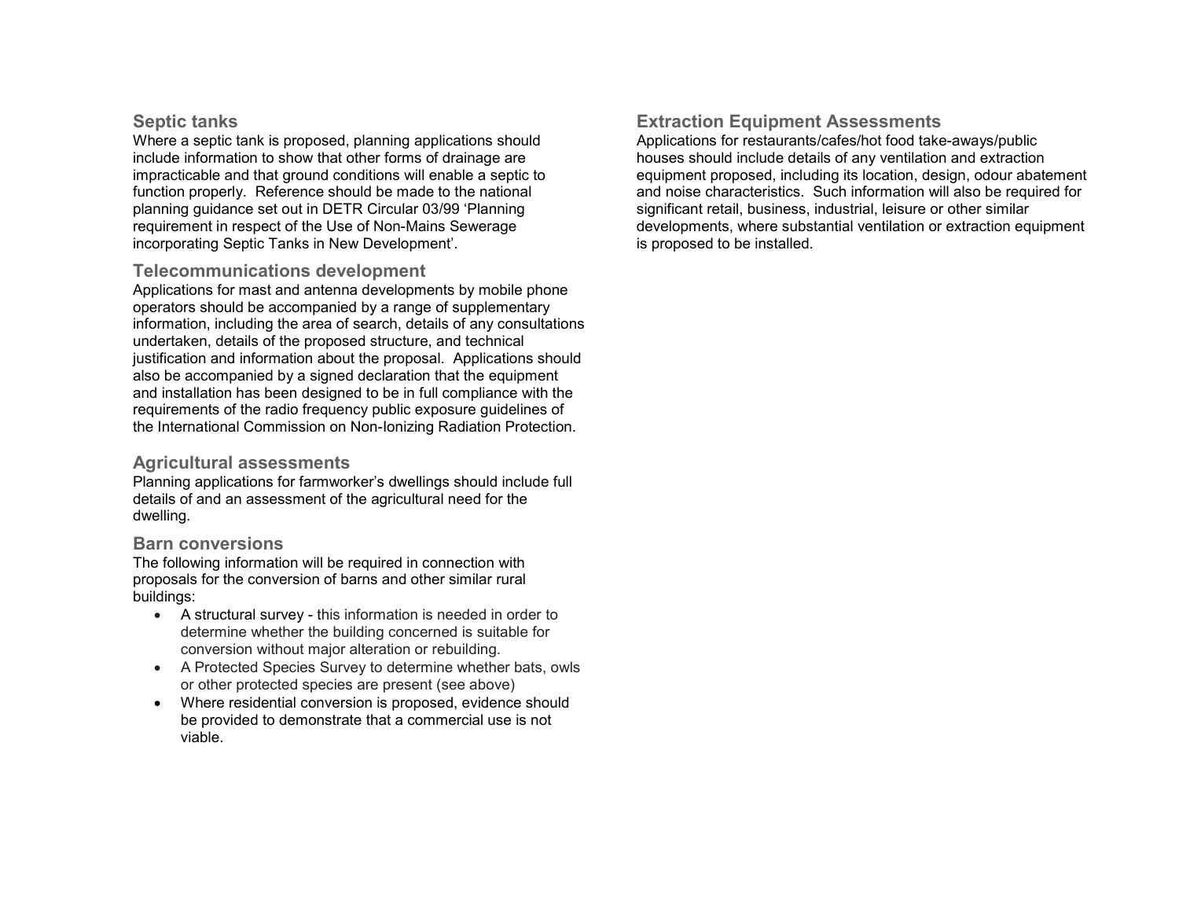## Septic tanks

Where a septic tank is proposed, planning applications should include information to show that other forms of drainage are impracticable and that ground conditions will enable a septic to function properly. Reference should be made to the national planning guidance set out in DETR Circular 03/99 'Planning requirement in respect of the Use of Non-Mains Sewerage incorporating Septic Tanks in New Development'.

## Telecommunications development

Applications for mast and antenna developments by mobile phone operators should be accompanied by a range of supplementary information, including the area of search, details of any consultations undertaken, details of the proposed structure, and technical justification and information about the proposal. Applications should also be accompanied by a signed declaration that the equipment and installation has been designed to be in full compliance with the requirements of the radio frequency public exposure guidelines of the International Commission on Non-Ionizing Radiation Protection.

## Agricultural assessments

Planning applications for farmworker's dwellings should include full details of and an assessment of the agricultural need for the dwelling.

## Barn conversions

The following information will be required in connection with proposals for the conversion of barns and other similar rural buildings:

- A structural survey - this information is needed in order to determine whether the building concerned is suitable for conversion without major alteration or rebuilding.
- A Protected Species Survey to determine whether bats, owls or other protected species are present (see above)
- Where residential conversion is proposed, evidence should be provided to demonstrate that a commercial use is not viable.

## Extraction Equipment Assessments

Applications for restaurants/cafes/hot food take-aways/public houses should include details of any ventilation and extraction equipment proposed, including its location, design, odour abatement and noise characteristics. Such information will also be required for significant retail, business, industrial, leisure or other similar developments, where substantial ventilation or extraction equipment is proposed to be installed.